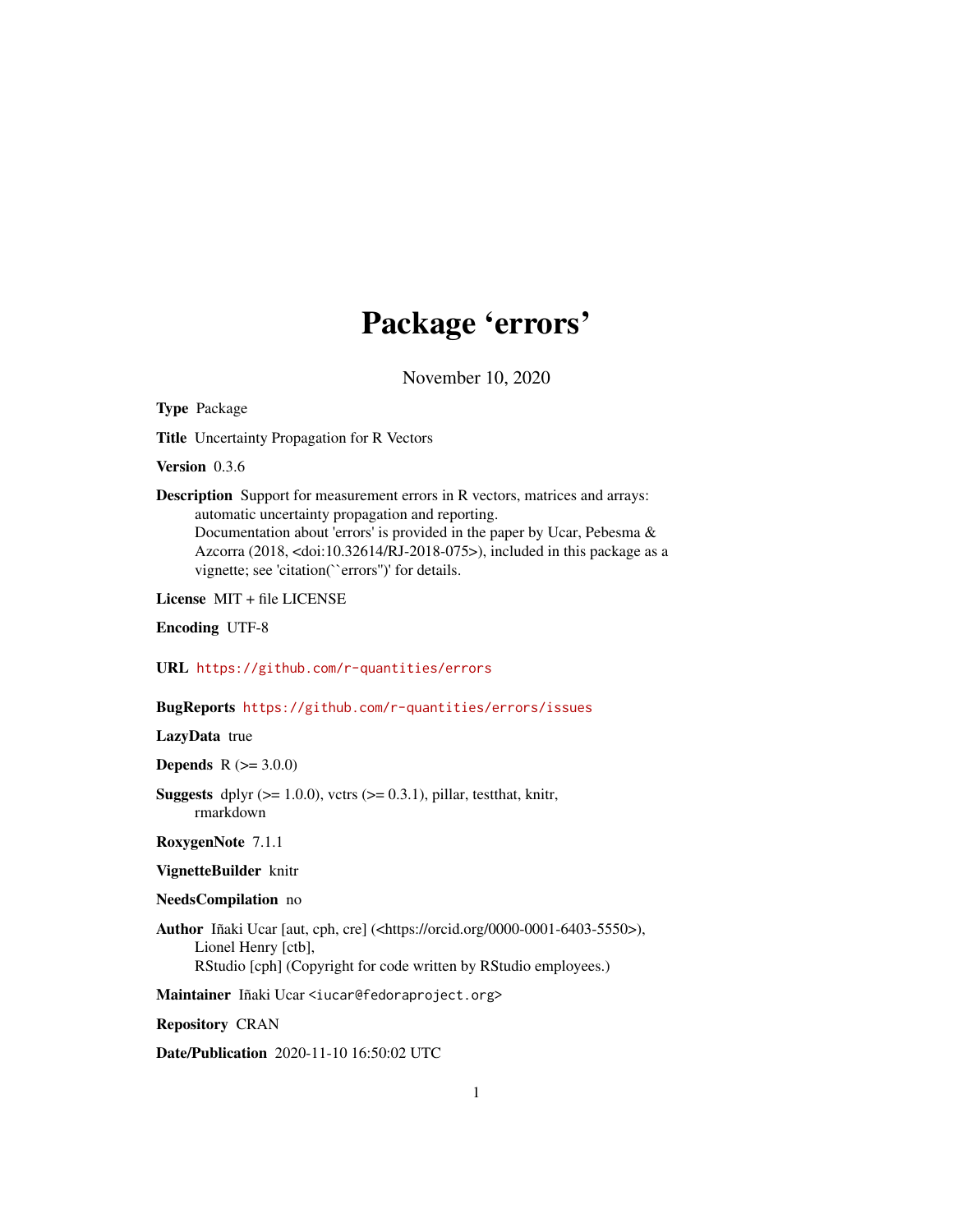# Package 'errors'

November 10, 2020

**Type** Package

**Title** Uncertainty Propagation for R Vectors

**Version** 0.3.6

**Description** Support for measurement errors in R vectors, matrices and arrays: automatic uncertainty propagation and reporting.
Documentation about 'errors' is provided in the paper by Ucar, Pebesma & Azcorra (2018, <doi:10.32614/RJ-2018-075>), included in this package as a vignette; see 'citation(``errors'')' for details.

**License** MIT + file LICENSE

**Encoding** UTF-8

**URL** https://github.com/r-quantities/errors

**BugReports** https://github.com/r-quantities/errors/issues

**LazyData** true

**Depends** R (>= 3.0.0)

**Suggests** dplyr (>= 1.0.0), vctrs (>= 0.3.1), pillar, testthat, knitr, rmarkdown

**RoxygenNote** 7.1.1

**VignetteBuilder** knitr

**NeedsCompilation** no

**Author** Iñaki Ucar [aut, cph, cre] (<https://orcid.org/0000-0001-6403-5550>),
Lionel Henry [ctb],
RStudio [cph] (Copyright for code written by RStudio employees.)

**Maintainer** Iñaki Ucar <iucar@fedoraproject.org>

**Repository** CRAN

**Date/Publication** 2020-11-10 16:50:02 UTC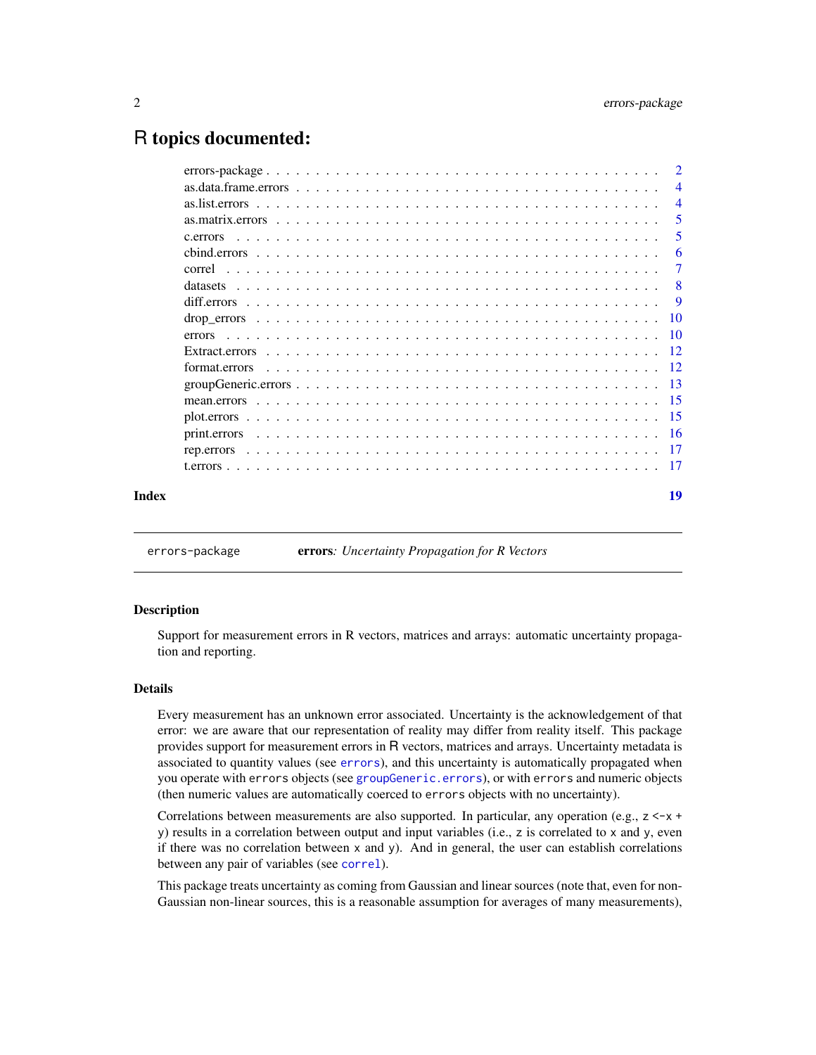# R topics documented:

| | |
|---|---|
| errors-package | 2 |
| as.data.frame.errors | 4 |
| as.list.errors | 4 |
| as.matrix.errors | 5 |
| c.errors | 5 |
| cbind.errors | 6 |
| correl | 7 |
| datasets | 8 |
| diff.errors | 9 |
| drop_errors | 10 |
| errors | 10 |
| Extract.errors | 12 |
| format.errors | 12 |
| groupGeneric.errors | 13 |
| mean.errors | 15 |
| plot.errors | 15 |
| print.errors | 16 |
| rep.errors | 17 |
| t.errors | 17 |
| **Index** | **19** |

---

`errors-package` — **errors**: *Uncertainty Propagation for R Vectors*

---

## Description

Support for measurement errors in R vectors, matrices and arrays: automatic uncertainty propagation and reporting.

## Details

Every measurement has an unknown error associated. Uncertainty is the acknowledgement of that error: we are aware that our representation of reality may differ from reality itself. This package provides support for measurement errors in R vectors, matrices and arrays. Uncertainty metadata is associated to quantity values (see `errors`), and this uncertainty is automatically propagated when you operate with `errors` objects (see `groupGeneric.errors`), or with `errors` and numeric objects (then numeric values are automatically coerced to `errors` objects with no uncertainty).

Correlations between measurements are also supported. In particular, any operation (e.g., `z <-x + y`) results in a correlation between output and input variables (i.e., `z` is correlated to `x` and `y`, even if there was no correlation between `x` and `y`). And in general, the user can establish correlations between any pair of variables (see `correl`).

This package treats uncertainty as coming from Gaussian and linear sources (note that, even for non-Gaussian non-linear sources, this is a reasonable assumption for averages of many measurements),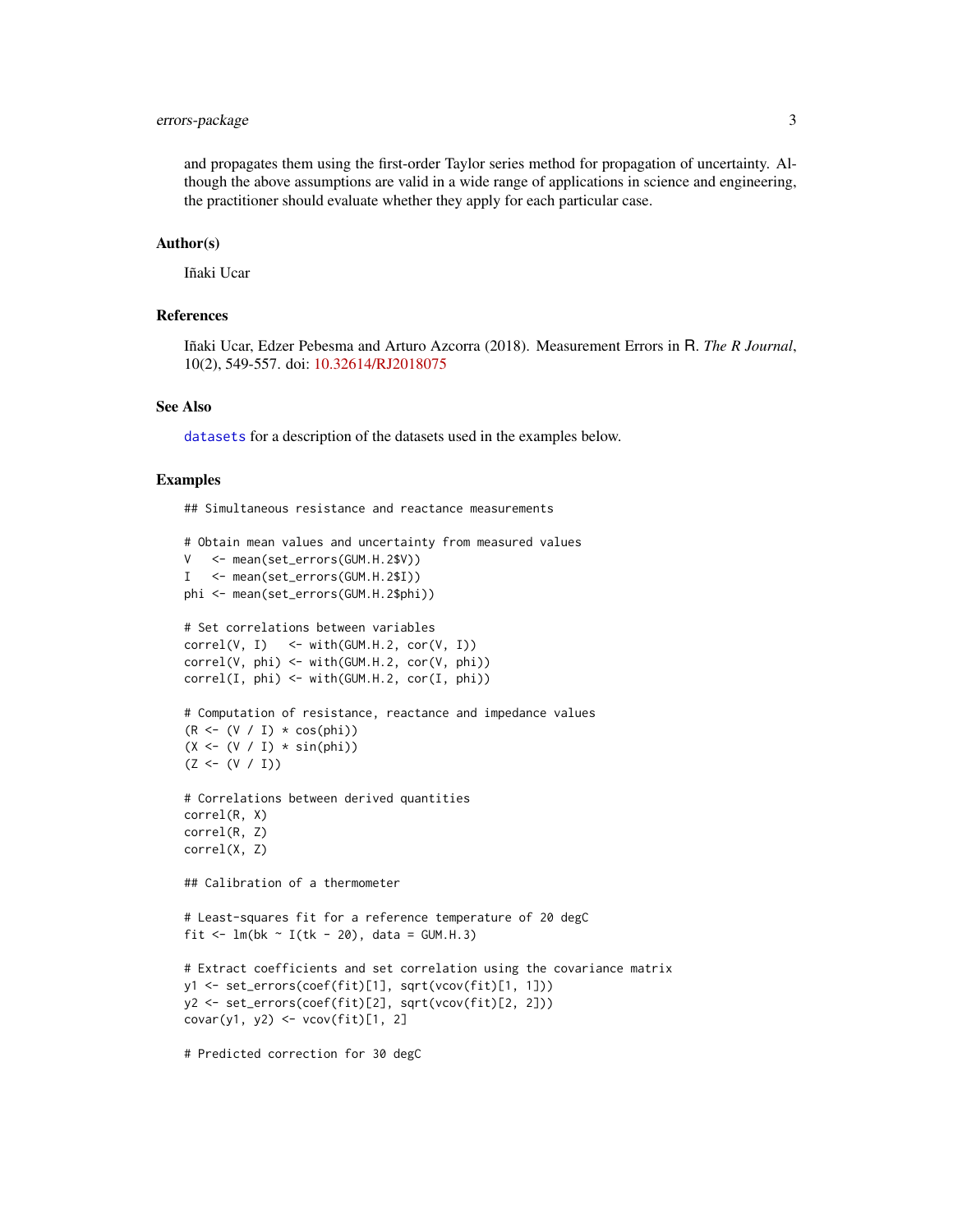and propagates them using the first-order Taylor series method for propagation of uncertainty. Although the above assumptions are valid in a wide range of applications in science and engineering, the practitioner should evaluate whether they apply for each particular case.

## Author(s)

Iñaki Ucar

## References

Iñaki Ucar, Edzer Pebesma and Arturo Azcorra (2018). Measurement Errors in R. *The R Journal*, 10(2), 549-557. doi: 10.32614/RJ2018075

## See Also

`datasets` for a description of the datasets used in the examples below.

## Examples

```
## Simultaneous resistance and reactance measurements

# Obtain mean values and uncertainty from measured values
V   <- mean(set_errors(GUM.H.2$V))
I   <- mean(set_errors(GUM.H.2$I))
phi <- mean(set_errors(GUM.H.2$phi))

# Set correlations between variables
correl(V, I)   <- with(GUM.H.2, cor(V, I))
correl(V, phi) <- with(GUM.H.2, cor(V, phi))
correl(I, phi) <- with(GUM.H.2, cor(I, phi))

# Computation of resistance, reactance and impedance values
(R <- (V / I) * cos(phi))
(X <- (V / I) * sin(phi))
(Z <- (V / I))

# Correlations between derived quantities
correl(R, X)
correl(R, Z)
correl(X, Z)

## Calibration of a thermometer

# Least-squares fit for a reference temperature of 20 degC
fit <- lm(bk ~ I(tk - 20), data = GUM.H.3)

# Extract coefficients and set correlation using the covariance matrix
y1 <- set_errors(coef(fit)[1], sqrt(vcov(fit)[1, 1]))
y2 <- set_errors(coef(fit)[2], sqrt(vcov(fit)[2, 2]))
covar(y1, y2) <- vcov(fit)[1, 2]

# Predicted correction for 30 degC
```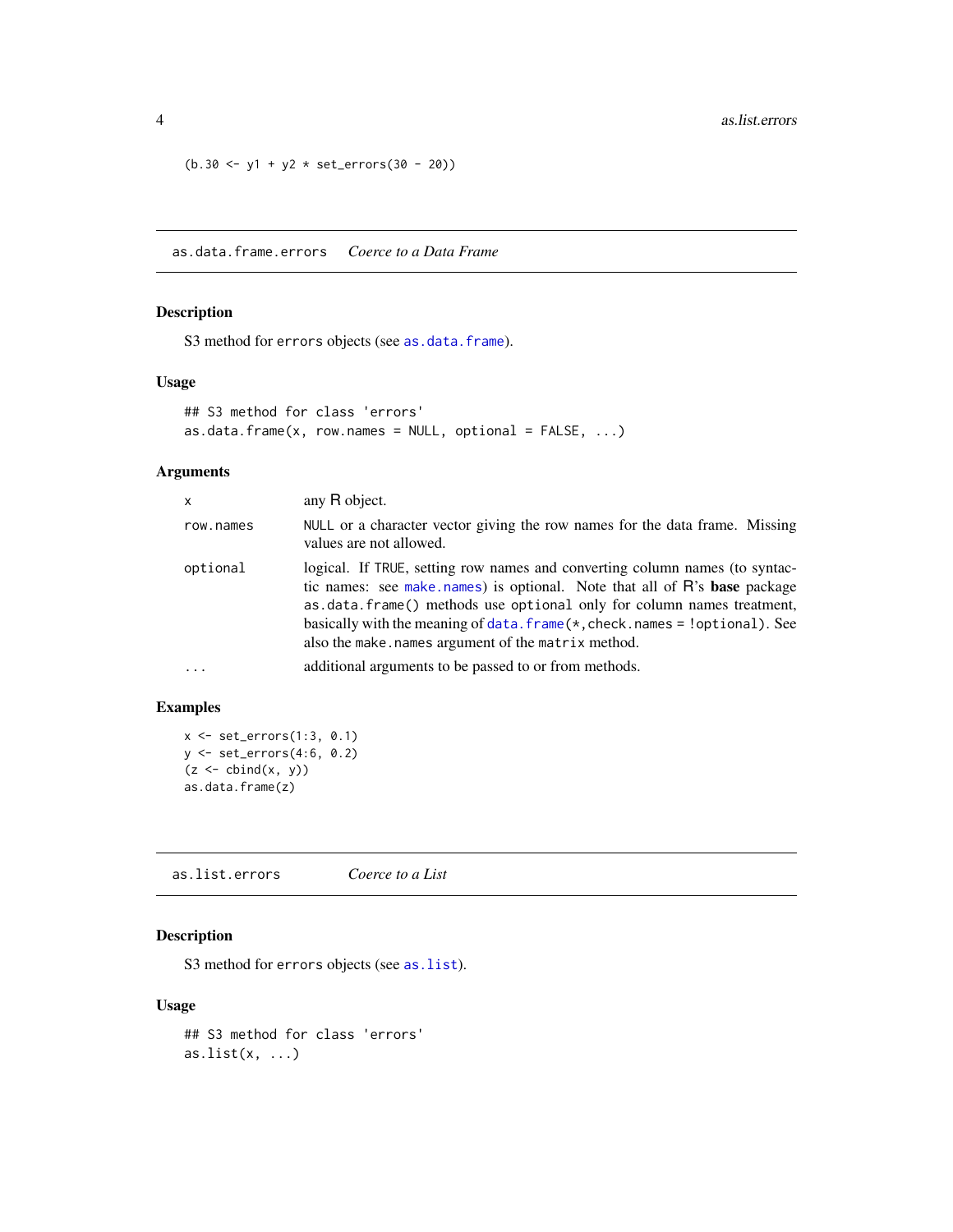```
(b.30 <- y1 + y2 * set_errors(30 - 20))
```

---

## as.data.frame.errors — *Coerce to a Data Frame*

### Description

S3 method for `errors` objects (see `as.data.frame`).

### Usage

```
## S3 method for class 'errors'
as.data.frame(x, row.names = NULL, optional = FALSE, ...)
```

### Arguments

| | |
|---|---|
| `x` | any R object. |
| `row.names` | `NULL` or a character vector giving the row names for the data frame. Missing values are not allowed. |
| `optional` | logical. If `TRUE`, setting row names and converting column names (to syntactic names: see `make.names`) is optional. Note that all of R's **base** package `as.data.frame()` methods use `optional` only for column names treatment, basically with the meaning of `data.frame(*,check.names = !optional)`. See also the `make.names` argument of the `matrix` method. |
| `...` | additional arguments to be passed to or from methods. |

### Examples

```
x <- set_errors(1:3, 0.1)
y <- set_errors(4:6, 0.2)
(z <- cbind(x, y))
as.data.frame(z)
```

---

## as.list.errors — *Coerce to a List*

### Description

S3 method for `errors` objects (see `as.list`).

### Usage

```
## S3 method for class 'errors'
as.list(x, ...)
```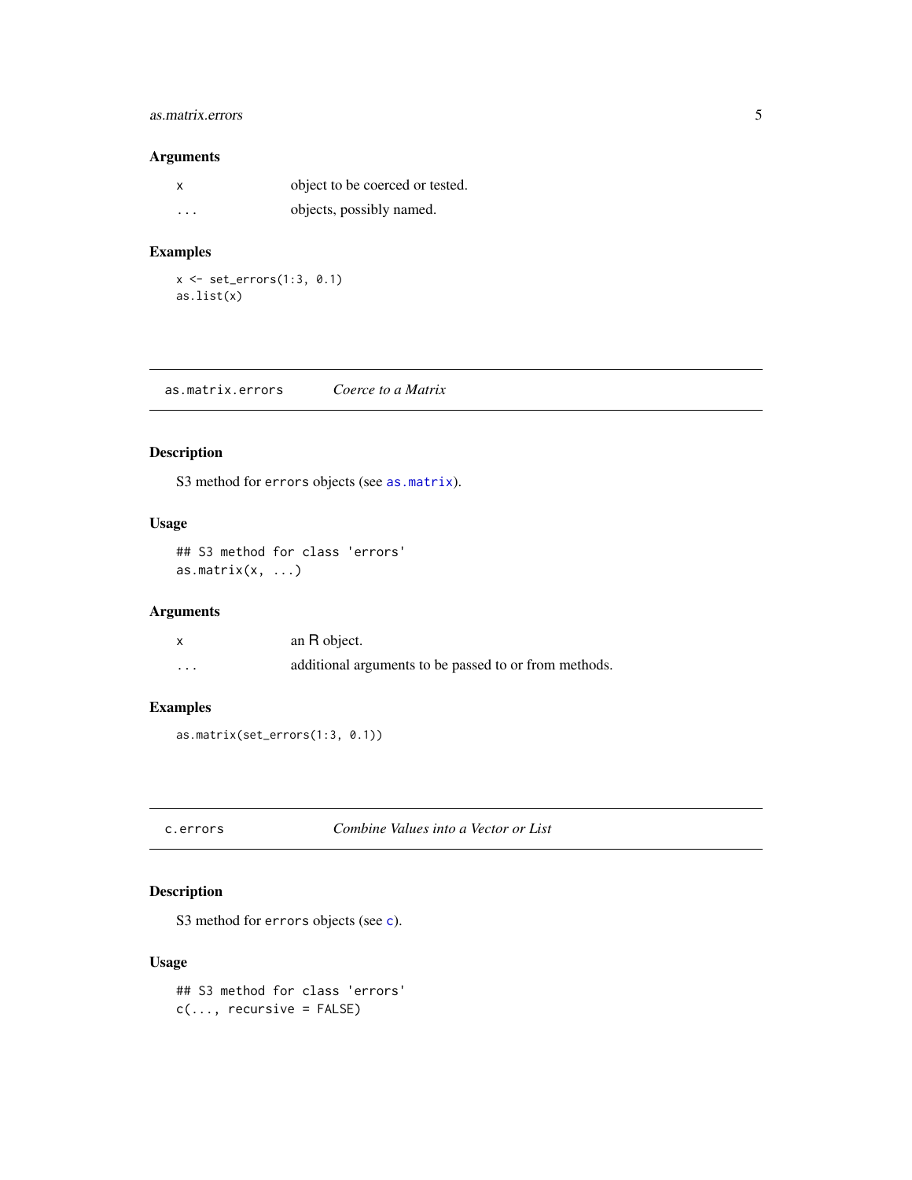### Arguments

| | |
|---|---|
| `x` | object to be coerced or tested. |
| `...` | objects, possibly named. |

### Examples

```
x <- set_errors(1:3, 0.1)
as.list(x)
```

---

## as.matrix.errors — *Coerce to a Matrix*

---

### Description

S3 method for `errors` objects (see `as.matrix`).

### Usage

```
## S3 method for class 'errors'
as.matrix(x, ...)
```

### Arguments

| | |
|---|---|
| `x` | an R object. |
| `...` | additional arguments to be passed to or from methods. |

### Examples

```
as.matrix(set_errors(1:3, 0.1))
```

---

## c.errors — *Combine Values into a Vector or List*

---

### Description

S3 method for `errors` objects (see `c`).

### Usage

```
## S3 method for class 'errors'
c(..., recursive = FALSE)
```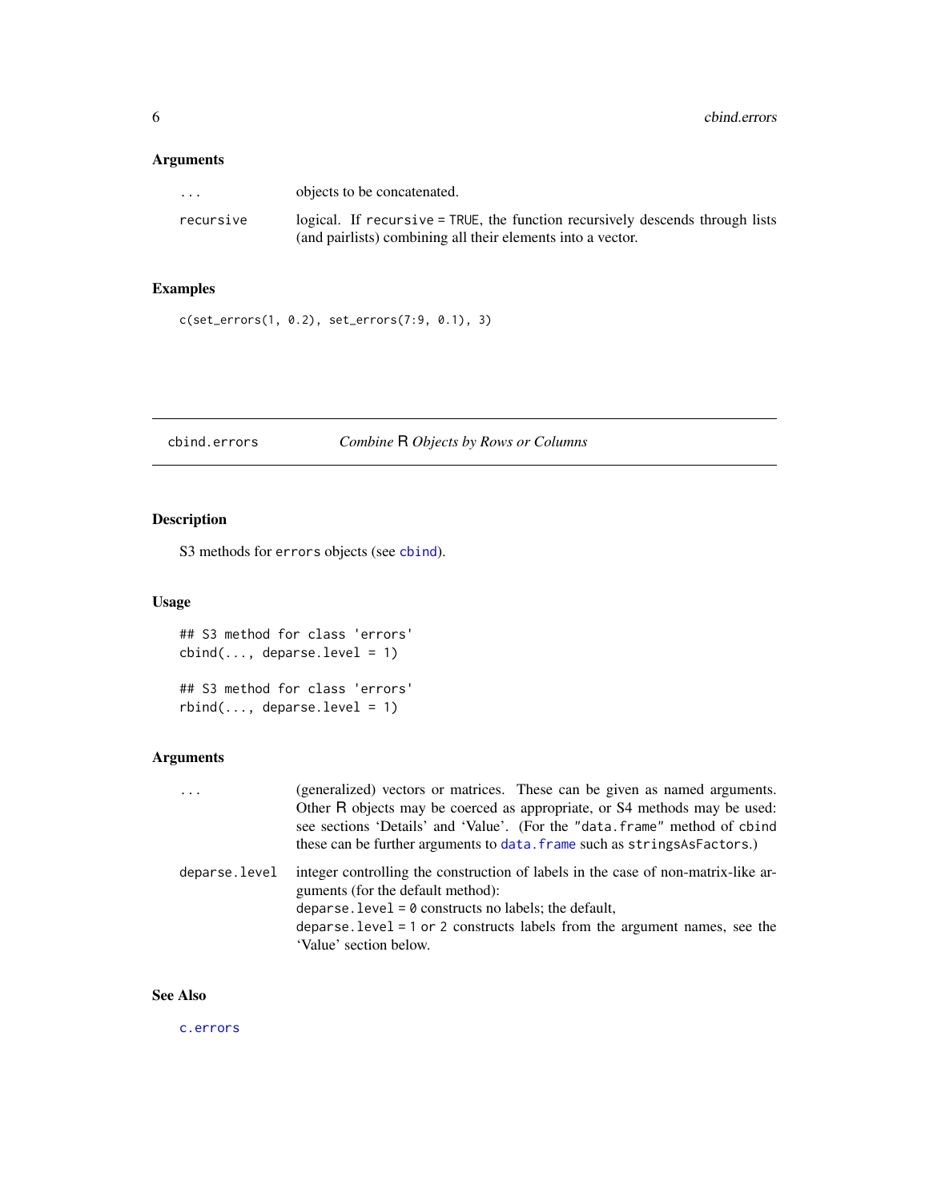### Arguments

| | |
|---|---|
| `...` | objects to be concatenated. |
| `recursive` | logical. If `recursive = TRUE`, the function recursively descends through lists (and pairlists) combining all their elements into a vector. |

### Examples

```
c(set_errors(1, 0.2), set_errors(7:9, 0.1), 3)
```

---

## cbind.errors — *Combine R Objects by Rows or Columns*

---

### Description

S3 methods for `errors` objects (see `cbind`).

### Usage

```
## S3 method for class 'errors'
cbind(..., deparse.level = 1)

## S3 method for class 'errors'
rbind(..., deparse.level = 1)
```

### Arguments

| | |
|---|---|
| `...` | (generalized) vectors or matrices. These can be given as named arguments. Other R objects may be coerced as appropriate, or S4 methods may be used: see sections 'Details' and 'Value'. (For the `"data.frame"` method of `cbind` these can be further arguments to `data.frame` such as `stringsAsFactors`.) |
| `deparse.level` | integer controlling the construction of labels in the case of non-matrix-like arguments (for the default method):<br>`deparse.level = 0` constructs no labels; the default,<br>`deparse.level = 1` or `2` constructs labels from the argument names, see the 'Value' section below. |

### See Also

`c.errors`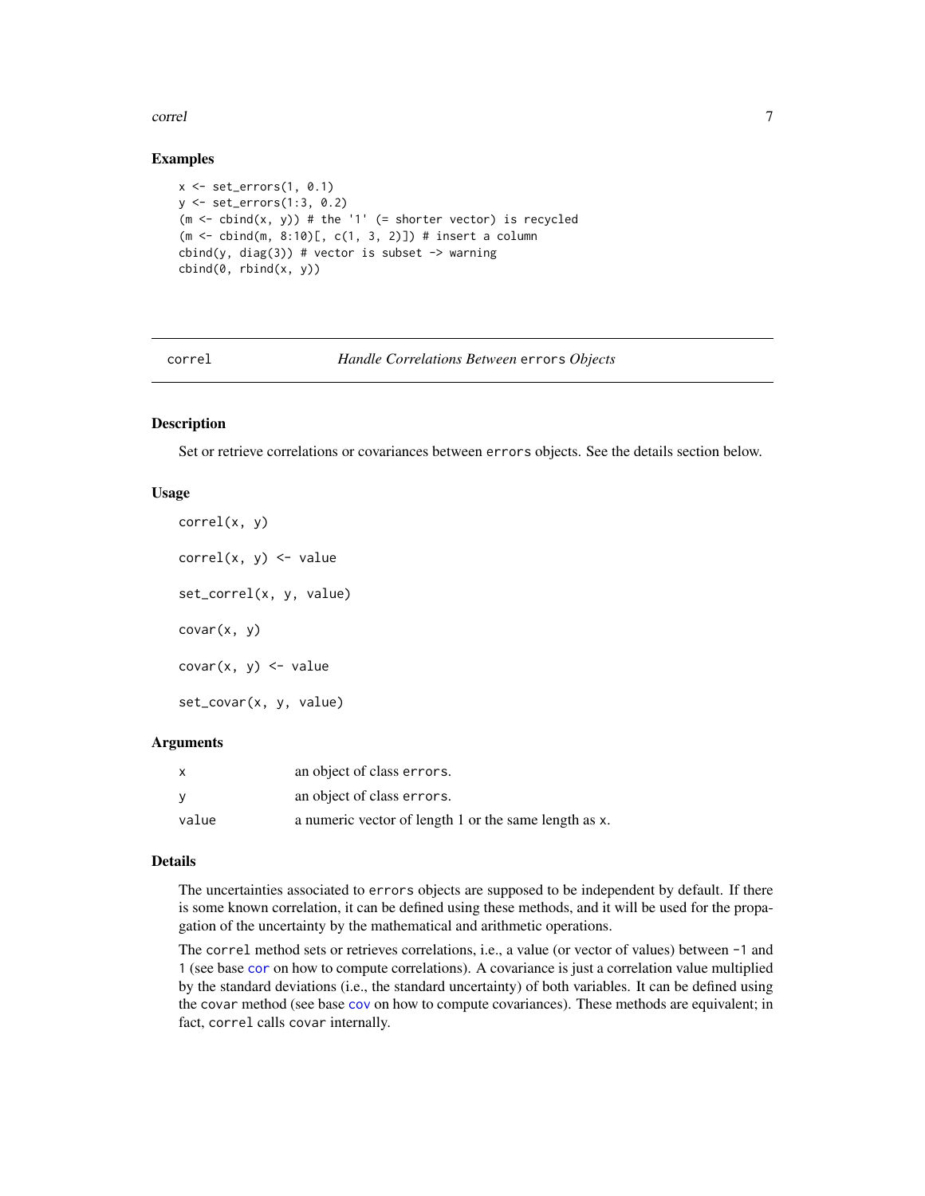## Examples

```
x <- set_errors(1, 0.1)
y <- set_errors(1:3, 0.2)
(m <- cbind(x, y)) # the '1' (= shorter vector) is recycled
(m <- cbind(m, 8:10)[, c(1, 3, 2)]) # insert a column
cbind(y, diag(3)) # vector is subset -> warning
cbind(0, rbind(x, y))
```

---

# correl — *Handle Correlations Between* `errors` *Objects*

---

## Description

Set or retrieve correlations or covariances between `errors` objects. See the details section below.

## Usage

```
correl(x, y)

correl(x, y) <- value

set_correl(x, y, value)

covar(x, y)

covar(x, y) <- value

set_covar(x, y, value)
```

## Arguments

| | |
|---|---|
| x | an object of class `errors`. |
| y | an object of class `errors`. |
| value | a numeric vector of length 1 or the same length as x. |

## Details

The uncertainties associated to `errors` objects are supposed to be independent by default. If there is some known correlation, it can be defined using these methods, and it will be used for the propagation of the uncertainty by the mathematical and arithmetic operations.

The `correl` method sets or retrieves correlations, i.e., a value (or vector of values) between `-1` and `1` (see base `cor` on how to compute correlations). A covariance is just a correlation value multiplied by the standard deviations (i.e., the standard uncertainty) of both variables. It can be defined using the `covar` method (see base `cov` on how to compute covariances). These methods are equivalent; in fact, `correl` calls `covar` internally.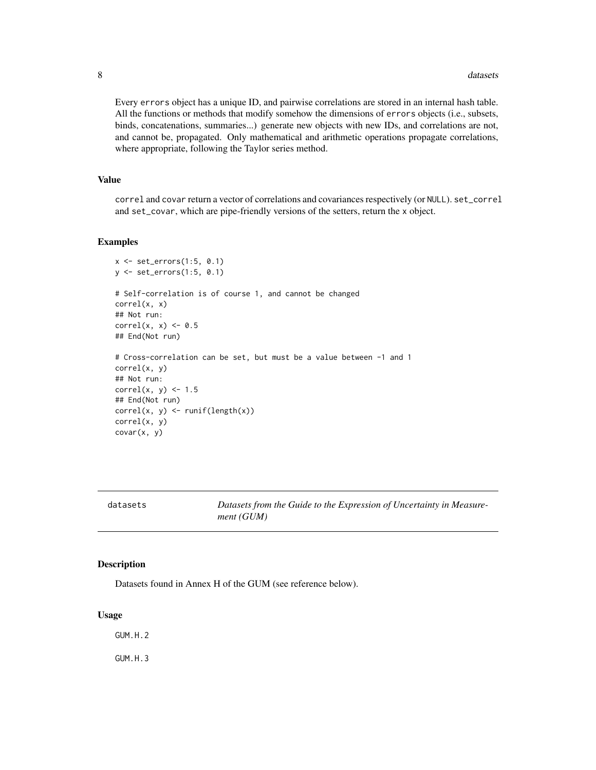Every errors object has a unique ID, and pairwise correlations are stored in an internal hash table. All the functions or methods that modify somehow the dimensions of errors objects (i.e., subsets, binds, concatenations, summaries...) generate new objects with new IDs, and correlations are not, and cannot be, propagated. Only mathematical and arithmetic operations propagate correlations, where appropriate, following the Taylor series method.

### Value

correl and covar return a vector of correlations and covariances respectively (or NULL). set_correl and set_covar, which are pipe-friendly versions of the setters, return the x object.

### Examples

```
x <- set_errors(1:5, 0.1)
y <- set_errors(1:5, 0.1)

# Self-correlation is of course 1, and cannot be changed
correl(x, x)
## Not run:
correl(x, x) <- 0.5
## End(Not run)

# Cross-correlation can be set, but must be a value between -1 and 1
correl(x, y)
## Not run:
correl(x, y) <- 1.5
## End(Not run)
correl(x, y) <- runif(length(x))
correl(x, y)
covar(x, y)
```

---

## datasets — *Datasets from the Guide to the Expression of Uncertainty in Measurement (GUM)*

### Description

Datasets found in Annex H of the GUM (see reference below).

### Usage

```
GUM.H.2

GUM.H.3
```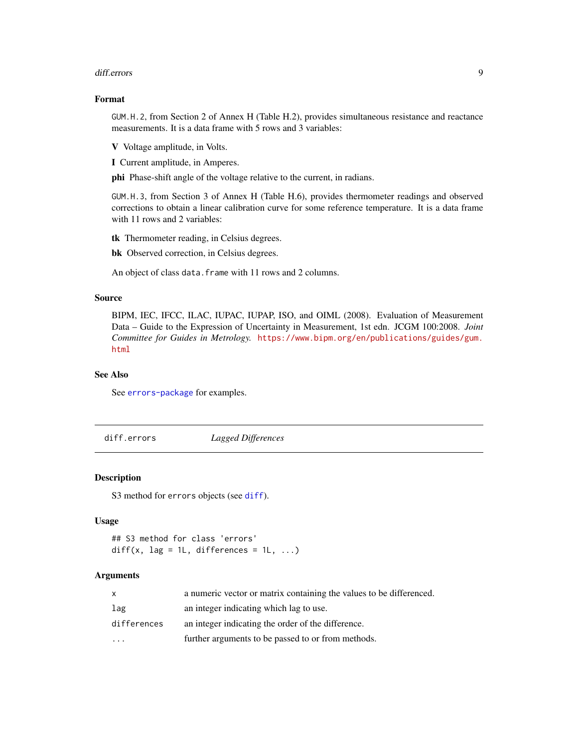### Format

`GUM.H.2`, from Section 2 of Annex H (Table H.2), provides simultaneous resistance and reactance measurements. It is a data frame with 5 rows and 3 variables:

**V** Voltage amplitude, in Volts.

**I** Current amplitude, in Amperes.

**phi** Phase-shift angle of the voltage relative to the current, in radians.

`GUM.H.3`, from Section 3 of Annex H (Table H.6), provides thermometer readings and observed corrections to obtain a linear calibration curve for some reference temperature. It is a data frame with 11 rows and 2 variables:

**tk** Thermometer reading, in Celsius degrees.

**bk** Observed correction, in Celsius degrees.

An object of class `data.frame` with 11 rows and 2 columns.

### Source

BIPM, IEC, IFCC, ILAC, IUPAC, IUPAP, ISO, and OIML (2008). Evaluation of Measurement Data – Guide to the Expression of Uncertainty in Measurement, 1st edn. JCGM 100:2008. *Joint Committee for Guides in Metrology.* https://www.bipm.org/en/publications/guides/gum.html

### See Also

See `errors-package` for examples.

---

## diff.errors — *Lagged Differences*

### Description

S3 method for `errors` objects (see `diff`).

### Usage

```
## S3 method for class 'errors'
diff(x, lag = 1L, differences = 1L, ...)
```

### Arguments

| | |
|---|---|
| `x` | a numeric vector or matrix containing the values to be differenced. |
| `lag` | an integer indicating which lag to use. |
| `differences` | an integer indicating the order of the difference. |
| `...` | further arguments to be passed to or from methods. |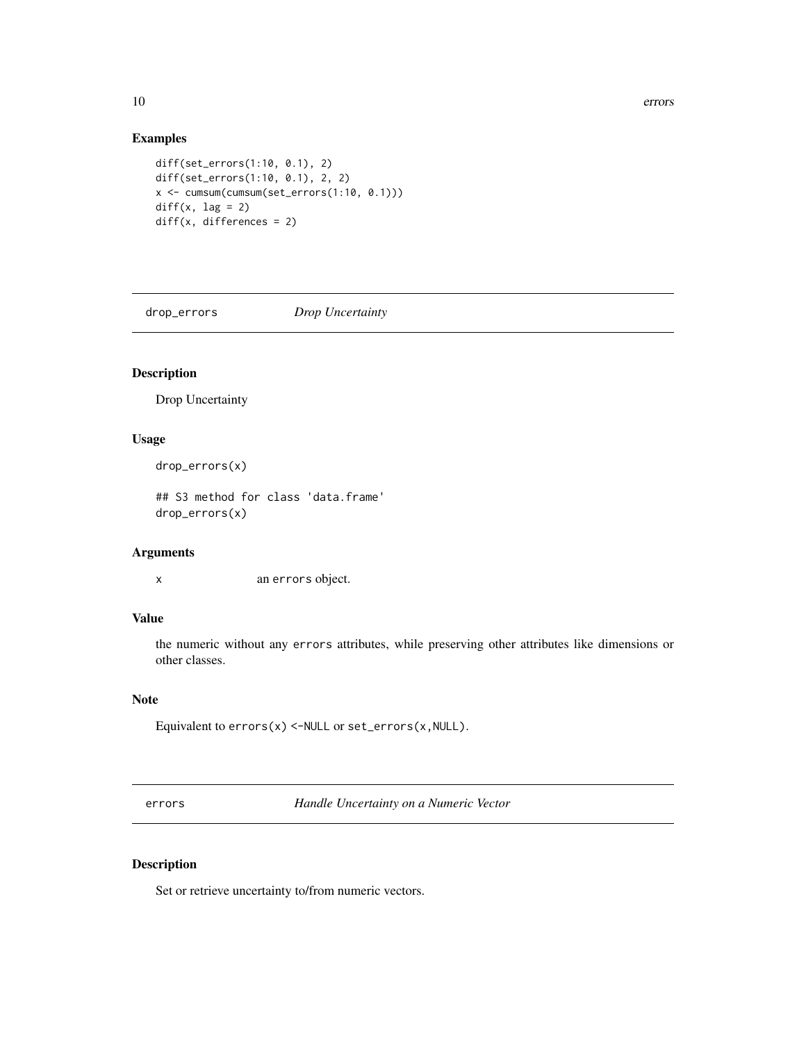### Examples

```
diff(set_errors(1:10, 0.1), 2)
diff(set_errors(1:10, 0.1), 2, 2)
x <- cumsum(cumsum(set_errors(1:10, 0.1)))
diff(x, lag = 2)
diff(x, differences = 2)
```

---

## drop_errors *Drop Uncertainty*

---

### Description

Drop Uncertainty

### Usage

```
drop_errors(x)

## S3 method for class 'data.frame'
drop_errors(x)
```

### Arguments

| | |
|---|---|
| x | an `errors` object. |

### Value

the numeric without any `errors` attributes, while preserving other attributes like dimensions or other classes.

### Note

Equivalent to `errors(x) <-NULL` or `set_errors(x,NULL)`.

---

## errors *Handle Uncertainty on a Numeric Vector*

---

### Description

Set or retrieve uncertainty to/from numeric vectors.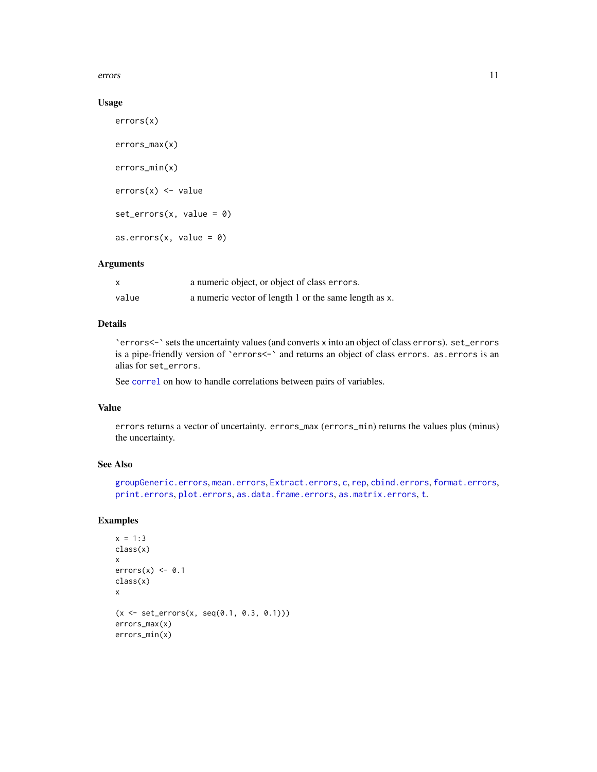### Usage

```
errors(x)

errors_max(x)

errors_min(x)

errors(x) <- value

set_errors(x, value = 0)

as.errors(x, value = 0)
```

### Arguments

| | |
|---|---|
| x | a numeric object, or object of class `errors`. |
| value | a numeric vector of length 1 or the same length as x. |

### Details

`` `errors<-` `` sets the uncertainty values (and converts x into an object of class `errors`). `set_errors` is a pipe-friendly version of `` `errors<-` `` and returns an object of class `errors`. `as.errors` is an alias for `set_errors`.

See `correl` on how to handle correlations between pairs of variables.

### Value

`errors` returns a vector of uncertainty. `errors_max` (`errors_min`) returns the values plus (minus) the uncertainty.

### See Also

`groupGeneric.errors`, `mean.errors`, `Extract.errors`, `c`, `rep`, `cbind.errors`, `format.errors`, `print.errors`, `plot.errors`, `as.data.frame.errors`, `as.matrix.errors`, `t`.

### Examples

```
x = 1:3
class(x)
x
errors(x) <- 0.1
class(x)
x

(x <- set_errors(x, seq(0.1, 0.3, 0.1)))
errors_max(x)
errors_min(x)
```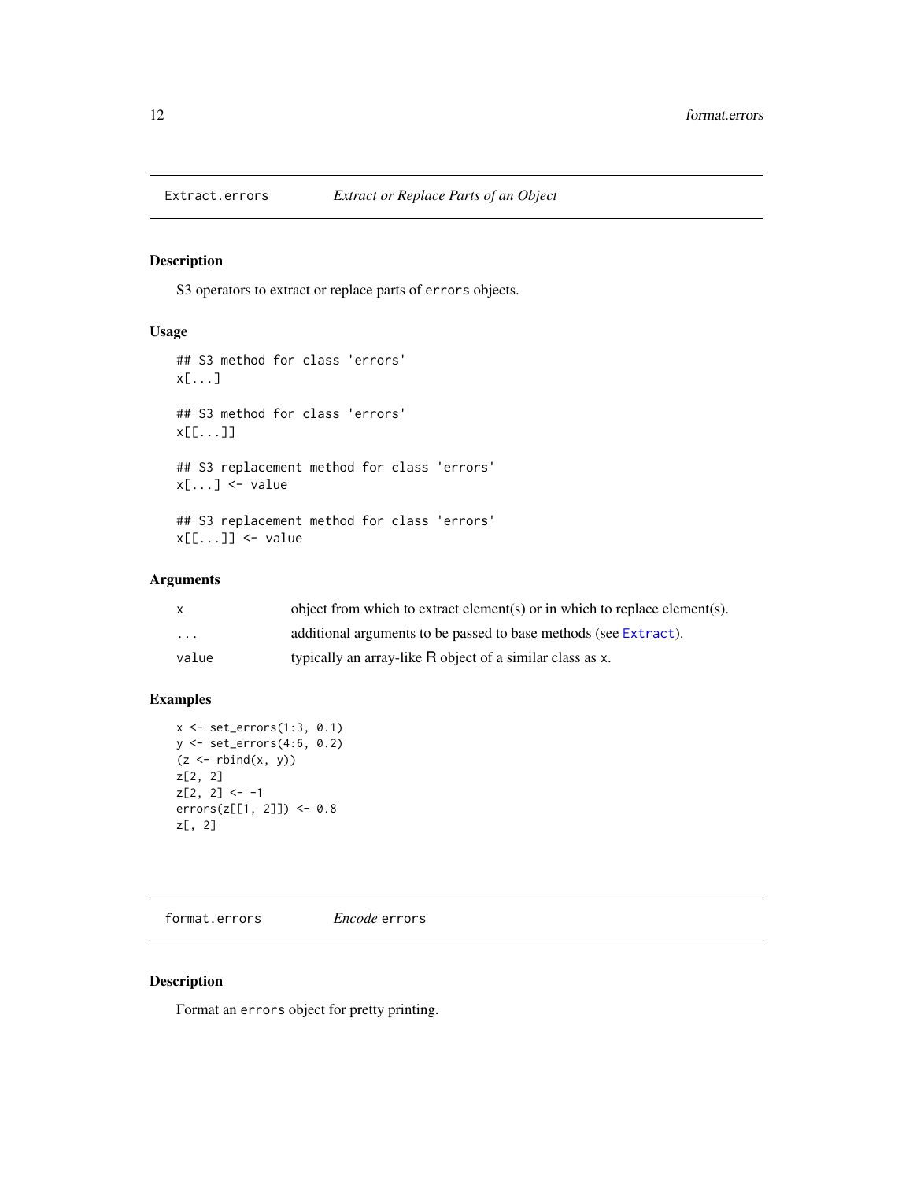## Extract.errors — *Extract or Replace Parts of an Object*

### Description

S3 operators to extract or replace parts of `errors` objects.

### Usage

```
## S3 method for class 'errors'
x[...]

## S3 method for class 'errors'
x[[...]]

## S3 replacement method for class 'errors'
x[...] <- value

## S3 replacement method for class 'errors'
x[[...]] <- value
```

### Arguments

| | |
|---|---|
| `x` | object from which to extract element(s) or in which to replace element(s). |
| `...` | additional arguments to be passed to base methods (see `Extract`). |
| `value` | typically an array-like R object of a similar class as `x`. |

### Examples

```
x <- set_errors(1:3, 0.1)
y <- set_errors(4:6, 0.2)
(z <- rbind(x, y))
z[2, 2]
z[2, 2] <- -1
errors(z[[1, 2]]) <- 0.8
z[, 2]
```

## format.errors — *Encode* `errors`

### Description

Format an `errors` object for pretty printing.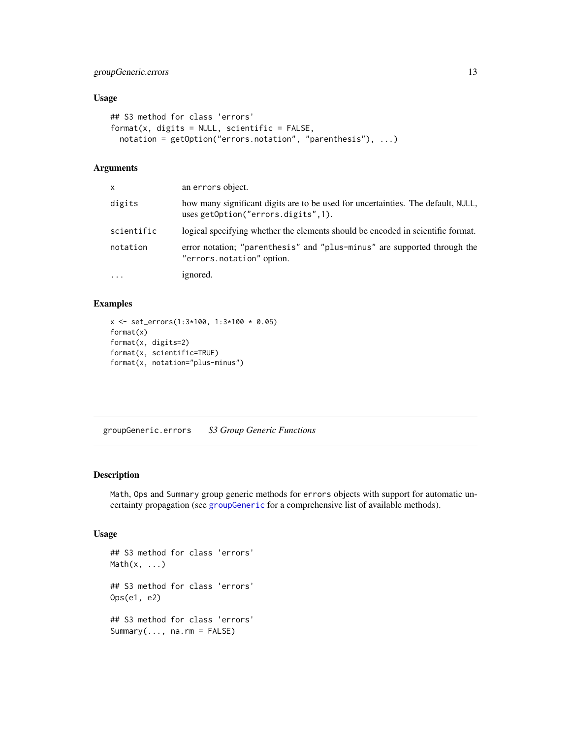## Usage

```
## S3 method for class 'errors'
format(x, digits = NULL, scientific = FALSE,
  notation = getOption("errors.notation", "parenthesis"), ...)
```

## Arguments

| | |
|---|---|
| `x` | an `errors` object. |
| `digits` | how many significant digits are to be used for uncertainties. The default, `NULL`, uses `getOption("errors.digits",1)`. |
| `scientific` | logical specifying whether the elements should be encoded in scientific format. |
| `notation` | error notation; `"parenthesis"` and `"plus-minus"` are supported through the `"errors.notation"` option. |
| `...` | ignored. |

## Examples

```
x <- set_errors(1:3*100, 1:3*100 * 0.05)
format(x)
format(x, digits=2)
format(x, scientific=TRUE)
format(x, notation="plus-minus")
```

# groupGeneric.errors *S3 Group Generic Functions*

## Description

`Math`, `Ops` and `Summary` group generic methods for `errors` objects with support for automatic uncertainty propagation (see `groupGeneric` for a comprehensive list of available methods).

## Usage

```
## S3 method for class 'errors'
Math(x, ...)

## S3 method for class 'errors'
Ops(e1, e2)

## S3 method for class 'errors'
Summary(..., na.rm = FALSE)
```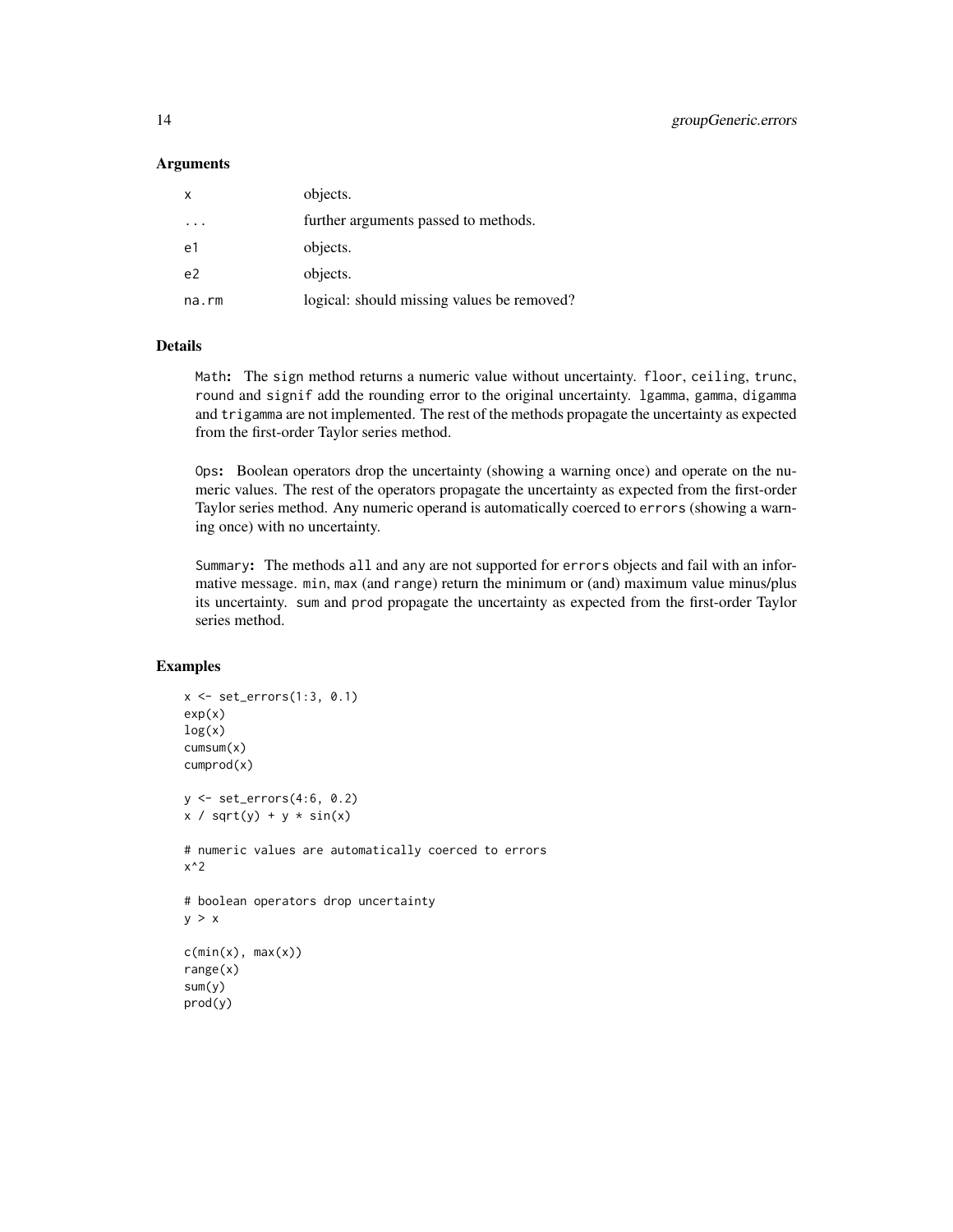### Arguments

| | |
|---|---|
| x | objects. |
| ... | further arguments passed to methods. |
| e1 | objects. |
| e2 | objects. |
| na.rm | logical: should missing values be removed? |

### Details

`Math`**:** The `sign` method returns a numeric value without uncertainty. `floor`, `ceiling`, `trunc`, `round` and `signif` add the rounding error to the original uncertainty. `lgamma`, `gamma`, `digamma` and `trigamma` are not implemented. The rest of the methods propagate the uncertainty as expected from the first-order Taylor series method.

`Ops`**:** Boolean operators drop the uncertainty (showing a warning once) and operate on the numeric values. The rest of the operators propagate the uncertainty as expected from the first-order Taylor series method. Any numeric operand is automatically coerced to `errors` (showing a warning once) with no uncertainty.

`Summary`**:** The methods `all` and `any` are not supported for `errors` objects and fail with an informative message. `min`, `max` (and `range`) return the minimum or (and) maximum value minus/plus its uncertainty. `sum` and `prod` propagate the uncertainty as expected from the first-order Taylor series method.

### Examples

```
x <- set_errors(1:3, 0.1)
exp(x)
log(x)
cumsum(x)
cumprod(x)

y <- set_errors(4:6, 0.2)
x / sqrt(y) + y * sin(x)

# numeric values are automatically coerced to errors
x^2

# boolean operators drop uncertainty
y > x

c(min(x), max(x))
range(x)
sum(y)
prod(y)
```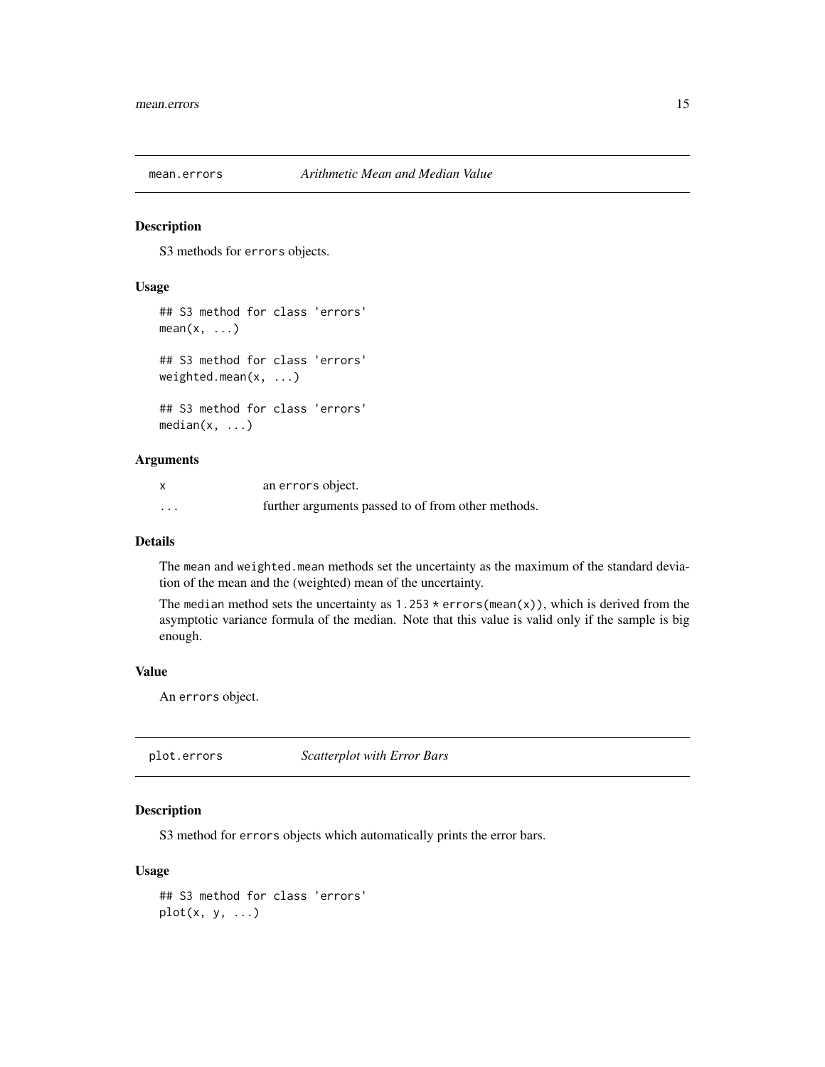## mean.errors *Arithmetic Mean and Median Value*

### Description

S3 methods for errors objects.

### Usage

```
## S3 method for class 'errors'
mean(x, ...)

## S3 method for class 'errors'
weighted.mean(x, ...)

## S3 method for class 'errors'
median(x, ...)
```

### Arguments

| | |
|---|---|
| x | an errors object. |
| ... | further arguments passed to of from other methods. |

### Details

The mean and weighted.mean methods set the uncertainty as the maximum of the standard deviation of the mean and the (weighted) mean of the uncertainty.

The median method sets the uncertainty as 1.253 * errors(mean(x)), which is derived from the asymptotic variance formula of the median. Note that this value is valid only if the sample is big enough.

### Value

An errors object.

## plot.errors *Scatterplot with Error Bars*

### Description

S3 method for errors objects which automatically prints the error bars.

### Usage

```
## S3 method for class 'errors'
plot(x, y, ...)
```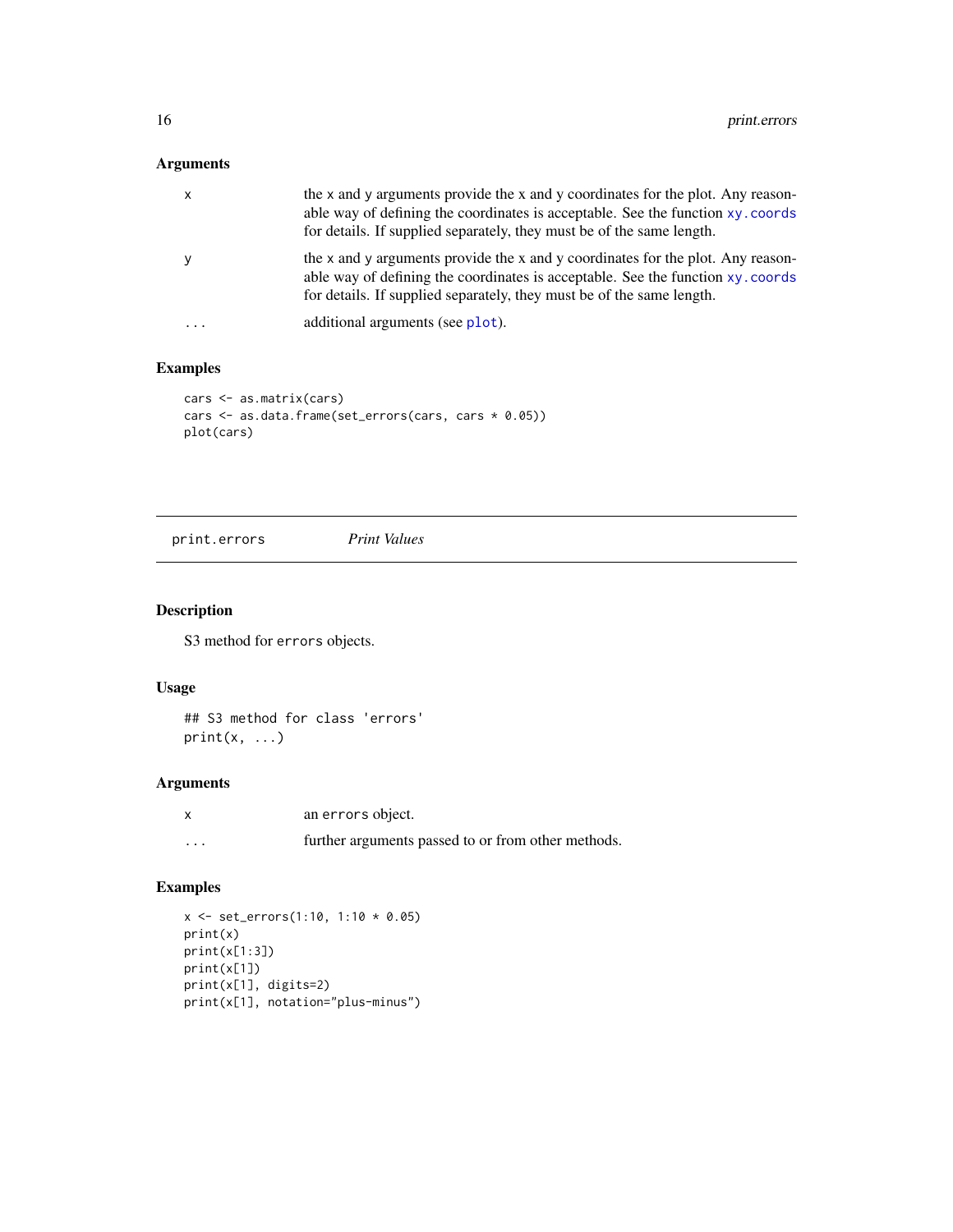### Arguments

| | |
|---|---|
| x | the x and y arguments provide the x and y coordinates for the plot. Any reasonable way of defining the coordinates is acceptable. See the function `xy.coords` for details. If supplied separately, they must be of the same length. |
| y | the x and y arguments provide the x and y coordinates for the plot. Any reasonable way of defining the coordinates is acceptable. See the function `xy.coords` for details. If supplied separately, they must be of the same length. |
| ... | additional arguments (see `plot`). |

### Examples

```
cars <- as.matrix(cars)
cars <- as.data.frame(set_errors(cars, cars * 0.05))
plot(cars)
```

---

## print.errors *Print Values*

---

### Description

S3 method for `errors` objects.

### Usage

```
## S3 method for class 'errors'
print(x, ...)
```

### Arguments

| | |
|---|---|
| x | an `errors` object. |
| ... | further arguments passed to or from other methods. |

### Examples

```
x <- set_errors(1:10, 1:10 * 0.05)
print(x)
print(x[1:3])
print(x[1])
print(x[1], digits=2)
print(x[1], notation="plus-minus")
```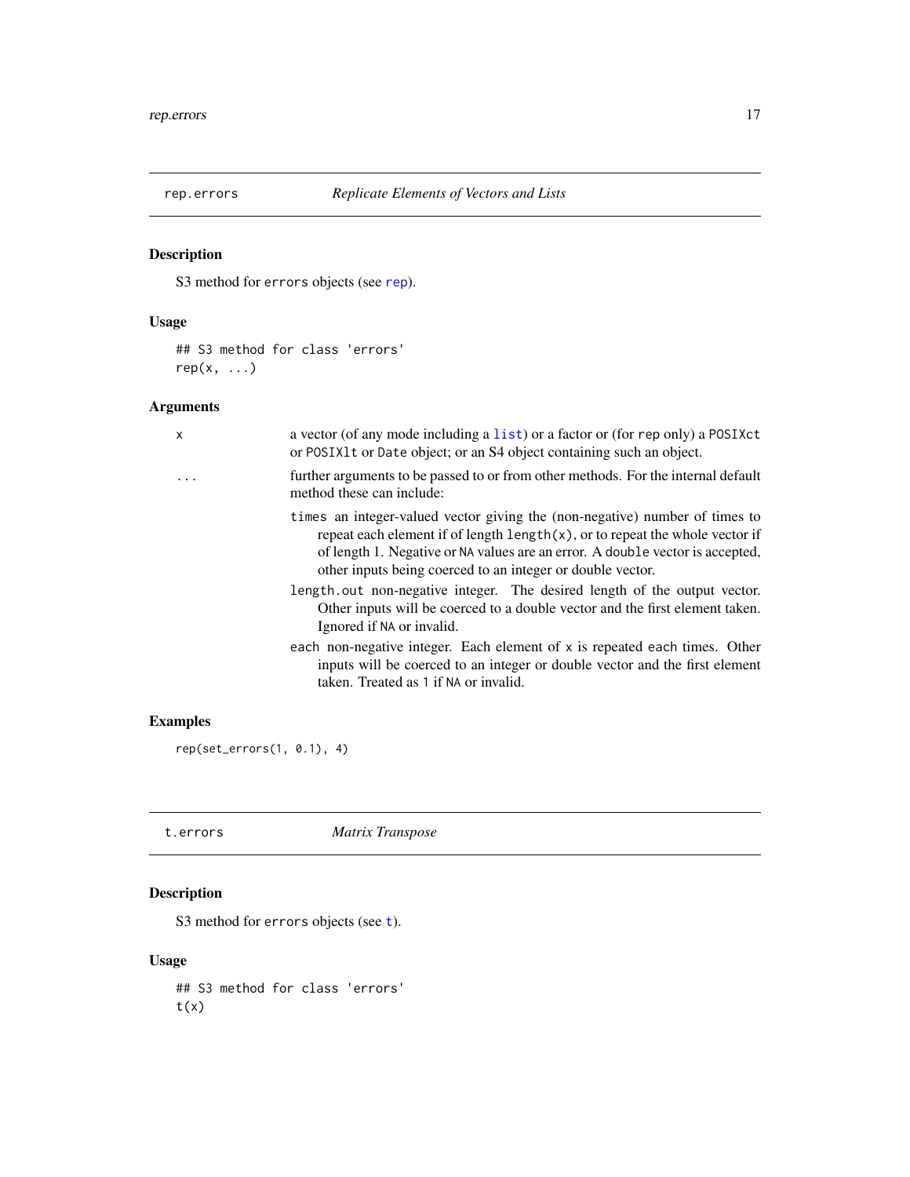## rep.errors — *Replicate Elements of Vectors and Lists*

### Description

S3 method for `errors` objects (see `rep`).

### Usage

```
## S3 method for class 'errors'
rep(x, ...)
```

### Arguments

| | |
|---|---|
| `x` | a vector (of any mode including a `list`) or a factor or (for `rep` only) a `POSIXct` or `POSIXlt` or `Date` object; or an S4 object containing such an object. |
| `...` | further arguments to be passed to or from other methods. For the internal default method these can include:<br>`times` an integer-valued vector giving the (non-negative) number of times to repeat each element if of length `length(x)`, or to repeat the whole vector if of length 1. Negative or `NA` values are an error. A `double` vector is accepted, other inputs being coerced to an integer or double vector.<br>`length.out` non-negative integer. The desired length of the output vector. Other inputs will be coerced to a double vector and the first element taken. Ignored if `NA` or invalid.<br>`each` non-negative integer. Each element of `x` is repeated `each` times. Other inputs will be coerced to an integer or double vector and the first element taken. Treated as `1` if `NA` or invalid. |

### Examples

```
rep(set_errors(1, 0.1), 4)
```

## t.errors — *Matrix Transpose*

### Description

S3 method for `errors` objects (see `t`).

### Usage

```
## S3 method for class 'errors'
t(x)
```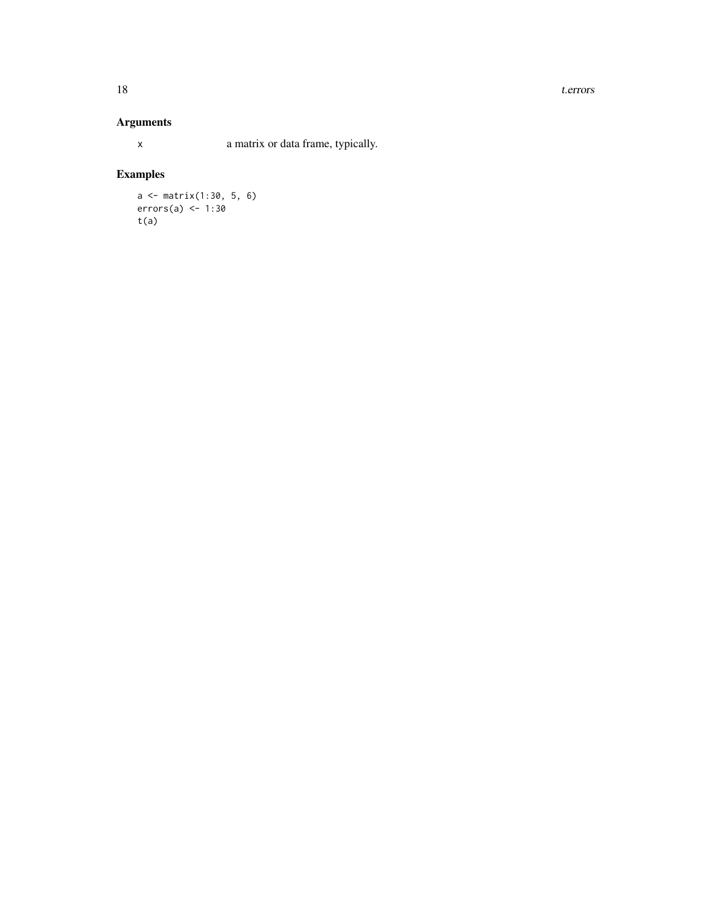## Arguments

x a matrix or data frame, typically.

## Examples

```
a <- matrix(1:30, 5, 6)
errors(a) <- 1:30
t(a)
```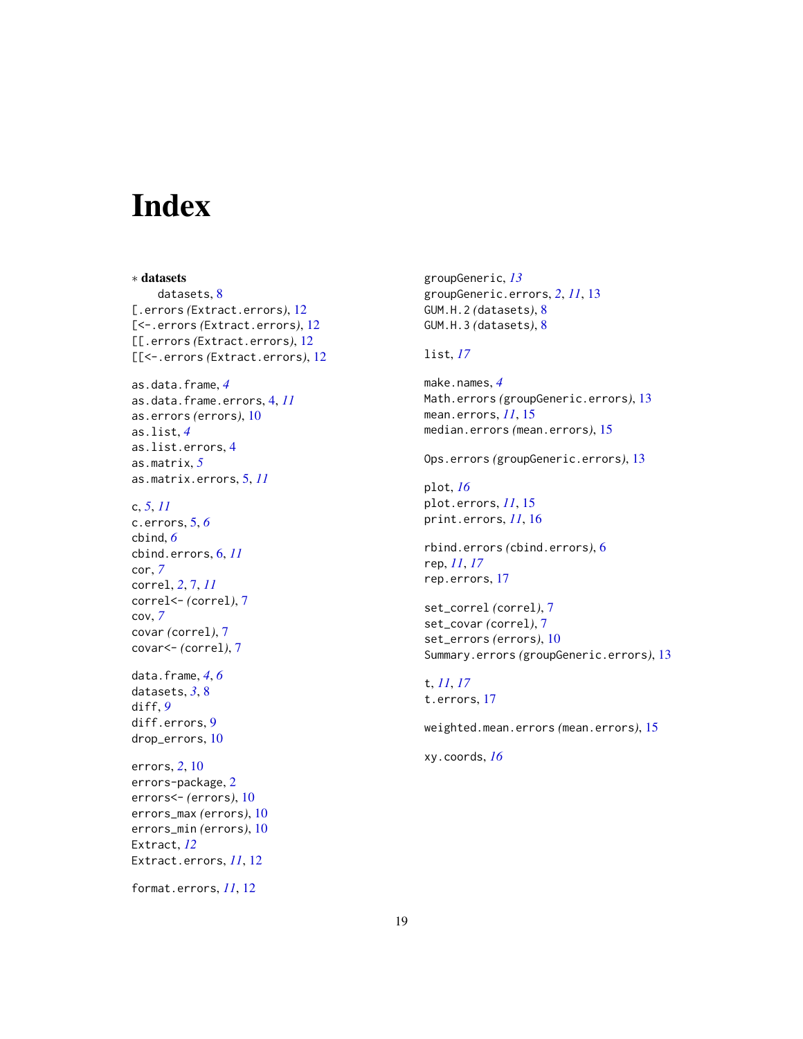# Index

∗ **datasets**
    datasets, 8
[.errors *(*Extract.errors*)*, 12
[<-.errors *(*Extract.errors*)*, 12
[[.errors *(*Extract.errors*)*, 12
[[<-.errors *(*Extract.errors*)*, 12

as.data.frame, *4*
as.data.frame.errors, 4, *11*
as.errors *(*errors*)*, 10
as.list, *4*
as.list.errors, 4
as.matrix, *5*
as.matrix.errors, 5, *11*

c, *5*, *11*
c.errors, 5, *6*
cbind, *6*
cbind.errors, 6, *11*
cor, *7*
correl, *2*, 7, *11*
correl<- *(*correl*)*, 7
cov, *7*
covar *(*correl*)*, 7
covar<- *(*correl*)*, 7

data.frame, *4*, *6*
datasets, *3*, 8
diff, *9*
diff.errors, 9
drop_errors, 10

errors, *2*, 10
errors-package, 2
errors<- *(*errors*)*, 10
errors_max *(*errors*)*, 10
errors_min *(*errors*)*, 10
Extract, *12*
Extract.errors, *11*, 12

format.errors, *11*, 12

groupGeneric, *13*
groupGeneric.errors, *2*, *11*, 13
GUM.H.2 *(*datasets*)*, 8
GUM.H.3 *(*datasets*)*, 8

list, *17*

make.names, *4*
Math.errors *(*groupGeneric.errors*)*, 13
mean.errors, *11*, 15
median.errors *(*mean.errors*)*, 15

Ops.errors *(*groupGeneric.errors*)*, 13

plot, *16*
plot.errors, *11*, 15
print.errors, *11*, 16

rbind.errors *(*cbind.errors*)*, 6
rep, *11*, *17*
rep.errors, 17

set_correl *(*correl*)*, 7
set_covar *(*correl*)*, 7
set_errors *(*errors*)*, 10
Summary.errors *(*groupGeneric.errors*)*, 13

t, *11*, *17*
t.errors, 17

weighted.mean.errors *(*mean.errors*)*, 15

xy.coords, *16*